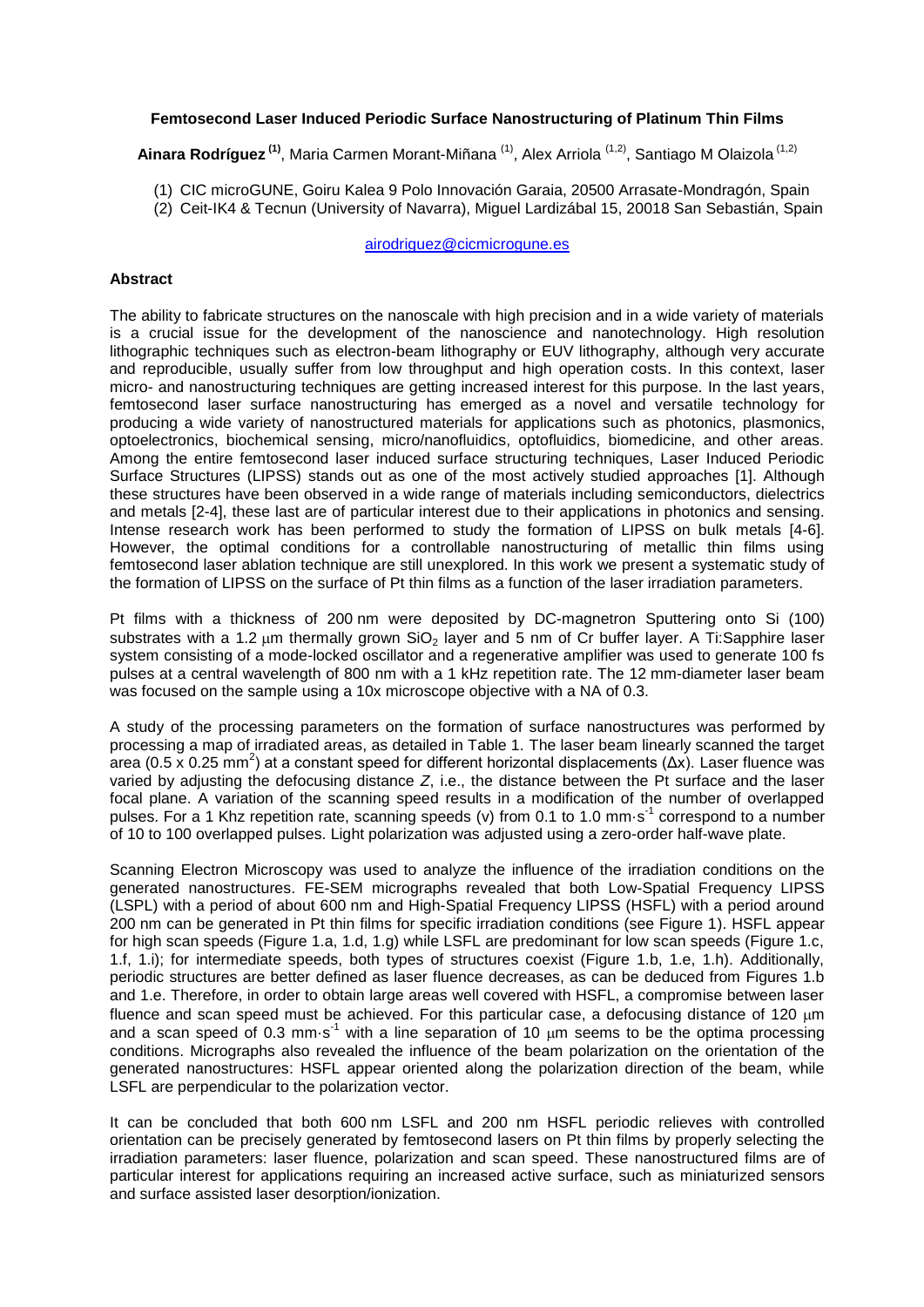# Femtosecond Laser Induced Periodic Surface Nanostructuring of Platinum Thin Films

**Ainara Rodríguez [1]**, Maria Carmen Morant-Miñana [1], Alex Arriola [1,2], Santiago M Olaizola [1,2]

(1) CIC microGUNE, Goiru Kalea 9 Polo Innovación Garaia, 20500 Arrasate-Mondragón, Spain
(2) Ceit-IK4 & Tecnun (University of Navarra), Miguel Lardizábal 15, 20018 San Sebastián, Spain

airodriguez@cicmicrogune.es

## Abstract

The ability to fabricate structures on the nanoscale with high precision and in a wide variety of materials is a crucial issue for the development of the nanoscience and nanotechnology. High resolution lithographic techniques such as electron-beam lithography or EUV lithography, although very accurate and reproducible, usually suffer from low throughput and high operation costs. In this context, laser micro- and nanostructuring techniques are getting increased interest for this purpose. In the last years, femtosecond laser surface nanostructuring has emerged as a novel and versatile technology for producing a wide variety of nanostructured materials for applications such as photonics, plasmonics, optoelectronics, biochemical sensing, micro/nanofluidics, optofluidics, biomedicine, and other areas. Among the entire femtosecond laser induced surface structuring techniques, Laser Induced Periodic Surface Structures (LIPSS) stands out as one of the most actively studied approaches [1]. Although these structures have been observed in a wide range of materials including semiconductors, dielectrics and metals [2-4], these last are of particular interest due to their applications in photonics and sensing. Intense research work has been performed to study the formation of LIPSS on bulk metals [4-6]. However, the optimal conditions for a controllable nanostructuring of metallic thin films using femtosecond laser ablation technique are still unexplored. In this work we present a systematic study of the formation of LIPSS on the surface of Pt thin films as a function of the laser irradiation parameters.

Pt films with a thickness of 200 nm were deposited by DC-magnetron Sputtering onto Si (100) substrates with a 1.2 μm thermally grown $SiO_2$ layer and 5 nm of Cr buffer layer. A Ti:Sapphire laser system consisting of a mode-locked oscillator and a regenerative amplifier was used to generate 100 fs pulses at a central wavelength of 800 nm with a 1 kHz repetition rate. The 12 mm-diameter laser beam was focused on the sample using a 10x microscope objective with a NA of 0.3.

A study of the processing parameters on the formation of surface nanostructures was performed by processing a map of irradiated areas, as detailed in Table 1. The laser beam linearly scanned the target area (0.5 x 0.25 $mm^2$) at a constant speed for different horizontal displacements ($\Delta x$). Laser fluence was varied by adjusting the defocusing distance $Z$, i.e., the distance between the Pt surface and the laser focal plane. A variation of the scanning speed results in a modification of the number of overlapped pulses. For a 1 Khz repetition rate, scanning speeds (v) from 0.1 to 1.0 $mm \cdot s^{-1}$ correspond to a number of 10 to 100 overlapped pulses. Light polarization was adjusted using a zero-order half-wave plate.

Scanning Electron Microscopy was used to analyze the influence of the irradiation conditions on the generated nanostructures. FE-SEM micrographs revealed that both Low-Spatial Frequency LIPSS (LSPL) with a period of about 600 nm and High-Spatial Frequency LIPSS (HSFL) with a period around 200 nm can be generated in Pt thin films for specific irradiation conditions (see Figure 1). HSFL appear for high scan speeds (Figure 1.a, 1.d, 1.g) while LSFL are predominant for low scan speeds (Figure 1.c, 1.f, 1.i); for intermediate speeds, both types of structures coexist (Figure 1.b, 1.e, 1.h). Additionally, periodic structures are better defined as laser fluence decreases, as can be deduced from Figures 1.b and 1.e. Therefore, in order to obtain large areas well covered with HSFL, a compromise between laser fluence and scan speed must be achieved. For this particular case, a defocusing distance of 120 μm and a scan speed of 0.3 $mm \cdot s^{-1}$ with a line separation of 10 μm seems to be the optima processing conditions. Micrographs also revealed the influence of the beam polarization on the orientation of the generated nanostructures: HSFL appear oriented along the polarization direction of the beam, while LSFL are perpendicular to the polarization vector.

It can be concluded that both 600 nm LSFL and 200 nm HSFL periodic relieves with controlled orientation can be precisely generated by femtosecond lasers on Pt thin films by properly selecting the irradiation parameters: laser fluence, polarization and scan speed. These nanostructured films are of particular interest for applications requiring an increased active surface, such as miniaturized sensors and surface assisted laser desorption/ionization.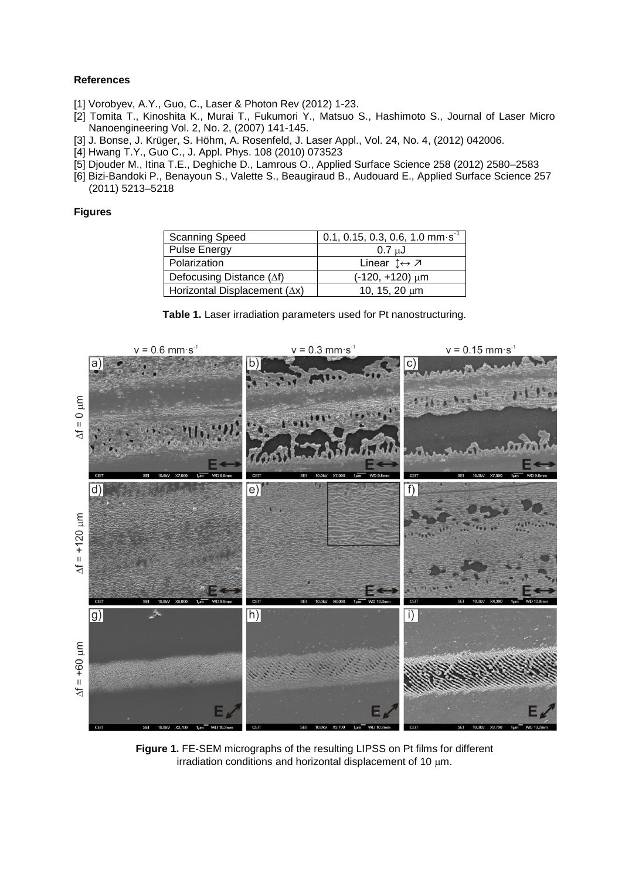### References

[1] Vorobyev, A.Y., Guo, C., Laser & Photon Rev (2012) 1-23.

[2] Tomita T., Kinoshita K., Murai T., Fukumori Y., Matsuo S., Hashimoto S., Journal of Laser Micro Nanoengineering Vol. 2, No. 2, (2007) 141-145.

[3] J. Bonse, J. Krüger, S. Höhm, A. Rosenfeld, J. Laser Appl., Vol. 24, No. 4, (2012) 042006.

[4] Hwang T.Y., Guo C., J. Appl. Phys. 108 (2010) 073523

[5] Djouder M., Itina T.E., Deghiche D., Lamrous O., Applied Surface Science 258 (2012) 2580–2583

[6] Bizi-Bandoki P., Benayoun S., Valette S., Beaugiraud B., Audouard E., Applied Surface Science 257 (2011) 5213–5218

### Figures

| | |
|---|---|
| Scanning Speed | 0.1, 0.15, 0.3, 0.6, 1.0 $mm \cdot s^{-1}$ |
| Pulse Energy | 0.7 $\mu$J |
| Polarization | Linear ↕↔ ↗ |
| Defocusing Distance ($\Delta$f) | (-120, +120) $\mu$m |
| Horizontal Displacement ($\Delta$x) | 10, 15, 20 $\mu$m |

**Table 1.** Laser irradiation parameters used for Pt nanostructuring.

v = 0.6 $mm \cdot s^{-1}$

v = 0.3 $mm \cdot s^{-1}$

v = 0.15 $mm \cdot s^{-1}$

$\Delta$f = 0 $\mu$m

$\Delta$f = +120 $\mu$m

$\Delta$f = +60 $\mu$m

a) b) c) d) e) f) g) h) i)

E

**Figure 1.** FE-SEM micrographs of the resulting LIPSS on Pt films for different irradiation conditions and horizontal displacement of 10 $\mu$m.